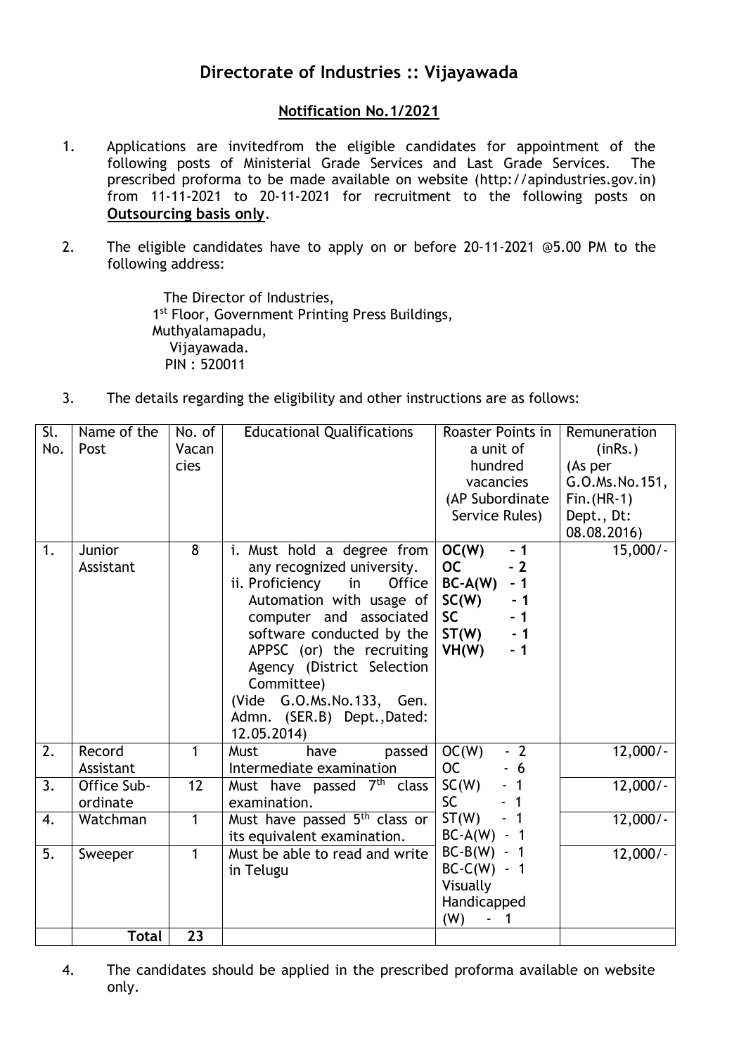# Directorate of Industries :: Vijayawada

## Notification No.1/2021

1. Applications are invitedfrom the eligible candidates for appointment of the following posts of Ministerial Grade Services and Last Grade Services. The prescribed proforma to be made available on website (http://apindustries.gov.in) from 11-11-2021 to 20-11-2021 for recruitment to the following posts on **Outsourcing basis only**.

2. The eligible candidates have to apply on or before 20-11-2021 @5.00 PM to the following address:

   The Director of Industries,
   1st Floor, Government Printing Press Buildings,
   Muthyalamapadu,
   Vijayawada.
   PIN : 520011

3. The details regarding the eligibility and other instructions are as follows:

| Sl. No. | Name of the Post | No. of Vacancies | Educational Qualifications | Roaster Points in a unit of hundred vacancies (AP Subordinate Service Rules) | Remuneration (inRs.) (As per G.O.Ms.No.151, Fin.(HR-1) Dept., Dt: 08.08.2016) |
|---|---|---|---|---|---|
| 1. | Junior Assistant | 8 | i. Must hold a degree from any recognized university.<br>ii. Proficiency in Office Automation with usage of computer and associated software conducted by the APPSC (or) the recruiting Agency (District Selection Committee)<br>(Vide G.O.Ms.No.133, Gen. Admn. (SER.B) Dept.,Dated: 12.05.2014) | **OC(W) - 1**<br>**OC - 2**<br>**BC-A(W) - 1**<br>**SC(W) - 1**<br>**SC - 1**<br>**ST(W) - 1**<br>**VH(W) - 1** | 15,000/- |
| 2. | Record Assistant | 1 | Must have passed Intermediate examination | OC(W) - 2<br>OC - 6<br>SC(W) - 1<br>SC - 1<br>ST(W) - 1<br>BC-A(W) - 1<br>BC-B(W) - 1<br>BC-C(W) - 1<br>Visually Handicapped (W) - 1 | 12,000/- |
| 3. | Office Sub-ordinate | 12 | Must have passed 7th class examination. | | 12,000/- |
| 4. | Watchman | 1 | Must have passed 5th class or its equivalent examination. | | 12,000/- |
| 5. | Sweeper | 1 | Must be able to read and write in Telugu | | 12,000/- |
| | **Total** | **23** | | | |

4. The candidates should be applied in the prescribed proforma available on website only.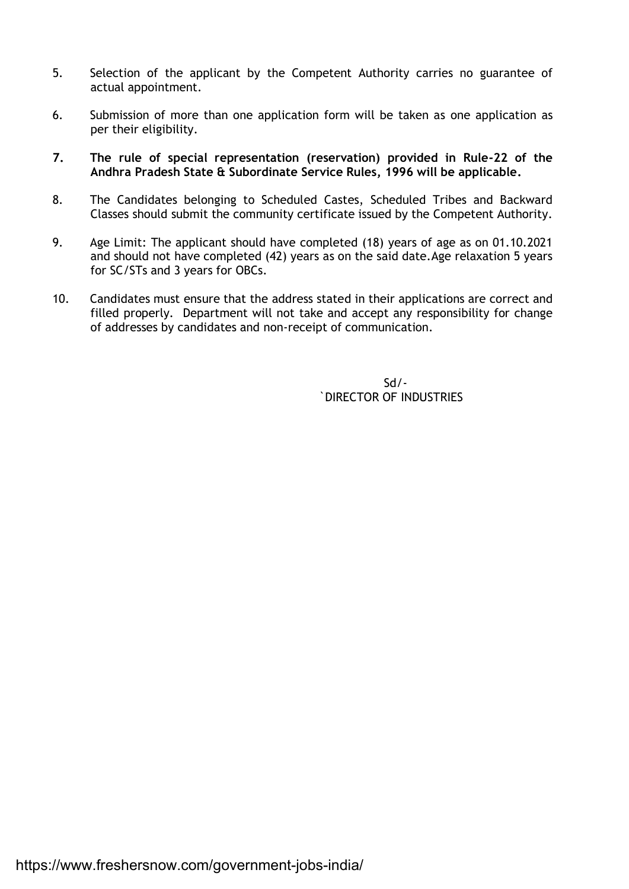5. Selection of the applicant by the Competent Authority carries no guarantee of actual appointment.

6. Submission of more than one application form will be taken as one application as per their eligibility.

7. **The rule of special representation (reservation) provided in Rule-22 of the Andhra Pradesh State & Subordinate Service Rules, 1996 will be applicable.**

8. The Candidates belonging to Scheduled Castes, Scheduled Tribes and Backward Classes should submit the community certificate issued by the Competent Authority.

9. Age Limit: The applicant should have completed (18) years of age as on 01.10.2021 and should not have completed (42) years as on the said date.Age relaxation 5 years for SC/STs and 3 years for OBCs.

10. Candidates must ensure that the address stated in their applications are correct and filled properly. Department will not take and accept any responsibility for change of addresses by candidates and non-receipt of communication.

Sd/-
`DIRECTOR OF INDUSTRIES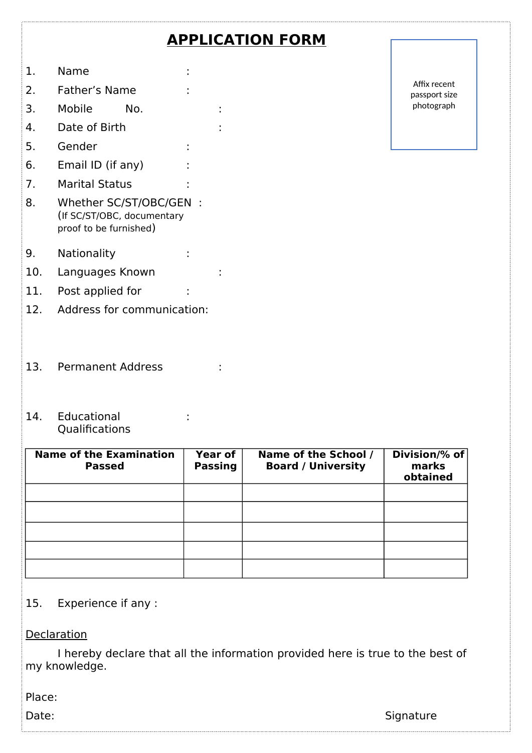# APPLICATION FORM

Affix recent passport size photograph

1. Name :
2. Father's Name :
3. Mobile No. :
4. Date of Birth :
5. Gender :
6. Email ID (if any) :
7. Marital Status :
8. Whether SC/ST/OBC/GEN :
   (If SC/ST/OBC, documentary proof to be furnished)
9. Nationality :
10. Languages Known :
11. Post applied for :
12. Address for communication:

13. Permanent Address :

14. Educational Qualifications :

| Name of the Examination Passed | Year of Passing | Name of the School / Board / University | Division/% of marks obtained |
|---|---|---|---|
| | | | |
| | | | |
| | | | |
| | | | |
| | | | |

15. Experience if any :

<u>Declaration</u>

I hereby declare that all the information provided here is true to the best of my knowledge.

Place:

Date: Signature